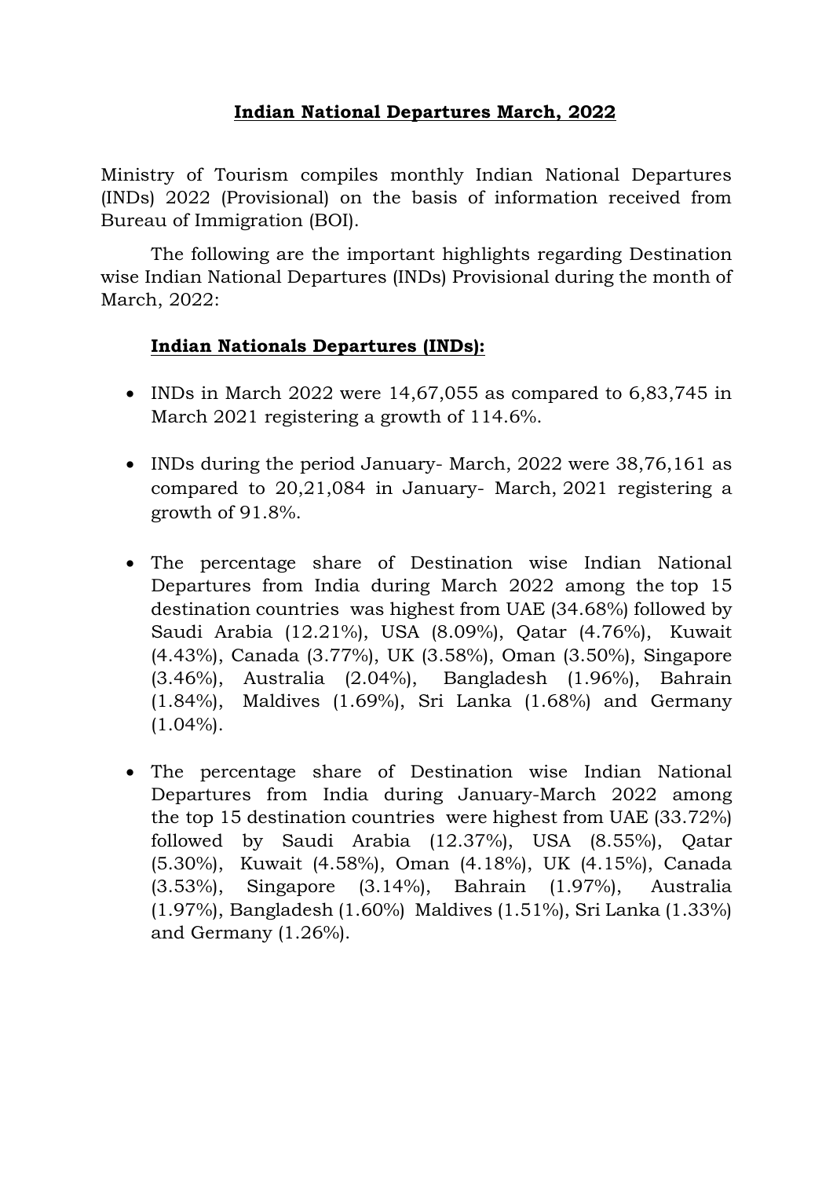# Indian National Departures March, 2022

Ministry of Tourism compiles monthly Indian National Departures (INDs) 2022 (Provisional) on the basis of information received from Bureau of Immigration (BOI).

The following are the important highlights regarding Destination wise Indian National Departures (INDs) Provisional during the month of March, 2022:

## Indian Nationals Departures (INDs):

- INDs in March 2022 were 14,67,055 as compared to 6,83,745 in March 2021 registering a growth of 114.6%.
- INDs during the period January- March, 2022 were 38,76,161 as compared to 20,21,084 in January- March, 2021 registering a growth of 91.8%.
- The percentage share of Destination wise Indian National Departures from India during March 2022 among the top 15 destination countries was highest from UAE (34.68%) followed by Saudi Arabia (12.21%), USA (8.09%), Qatar (4.76%), Kuwait (4.43%), Canada (3.77%), UK (3.58%), Oman (3.50%), Singapore (3.46%), Australia (2.04%), Bangladesh (1.96%), Bahrain (1.84%), Maldives (1.69%), Sri Lanka (1.68%) and Germany (1.04%).
- The percentage share of Destination wise Indian National Departures from India during January-March 2022 among the top 15 destination countries were highest from UAE (33.72%) followed by Saudi Arabia (12.37%), USA (8.55%), Qatar (5.30%), Kuwait (4.58%), Oman (4.18%), UK (4.15%), Canada (3.53%), Singapore (3.14%), Bahrain (1.97%), Australia (1.97%), Bangladesh (1.60%) Maldives (1.51%), Sri Lanka (1.33%) and Germany (1.26%).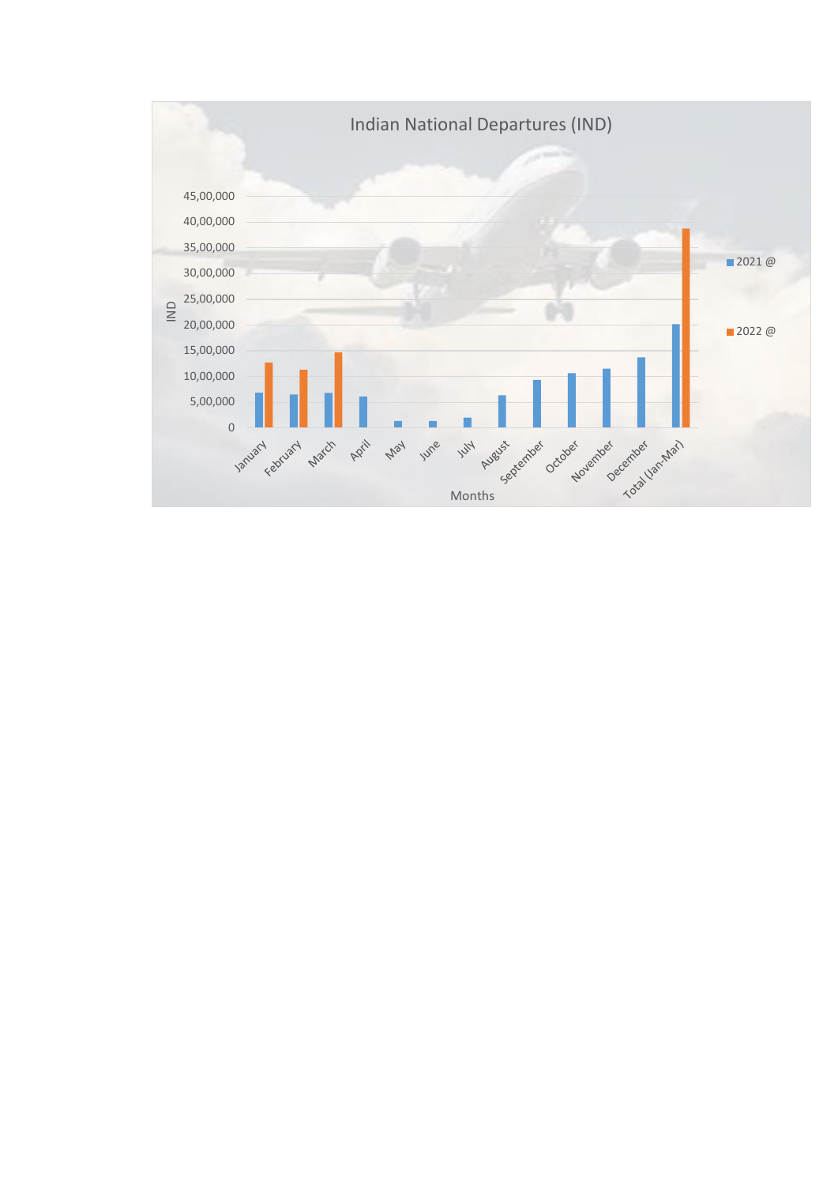Indian National Departures (IND)

IND

45,00,000
40,00,000
35,00,000
30,00,000
25,00,000
20,00,000
15,00,000
10,00,000
5,00,000
0

January
February
March
April
May
June
July
August
September
October
November
December
Total (Jan-Mar)

Months

2021 @
2022 @